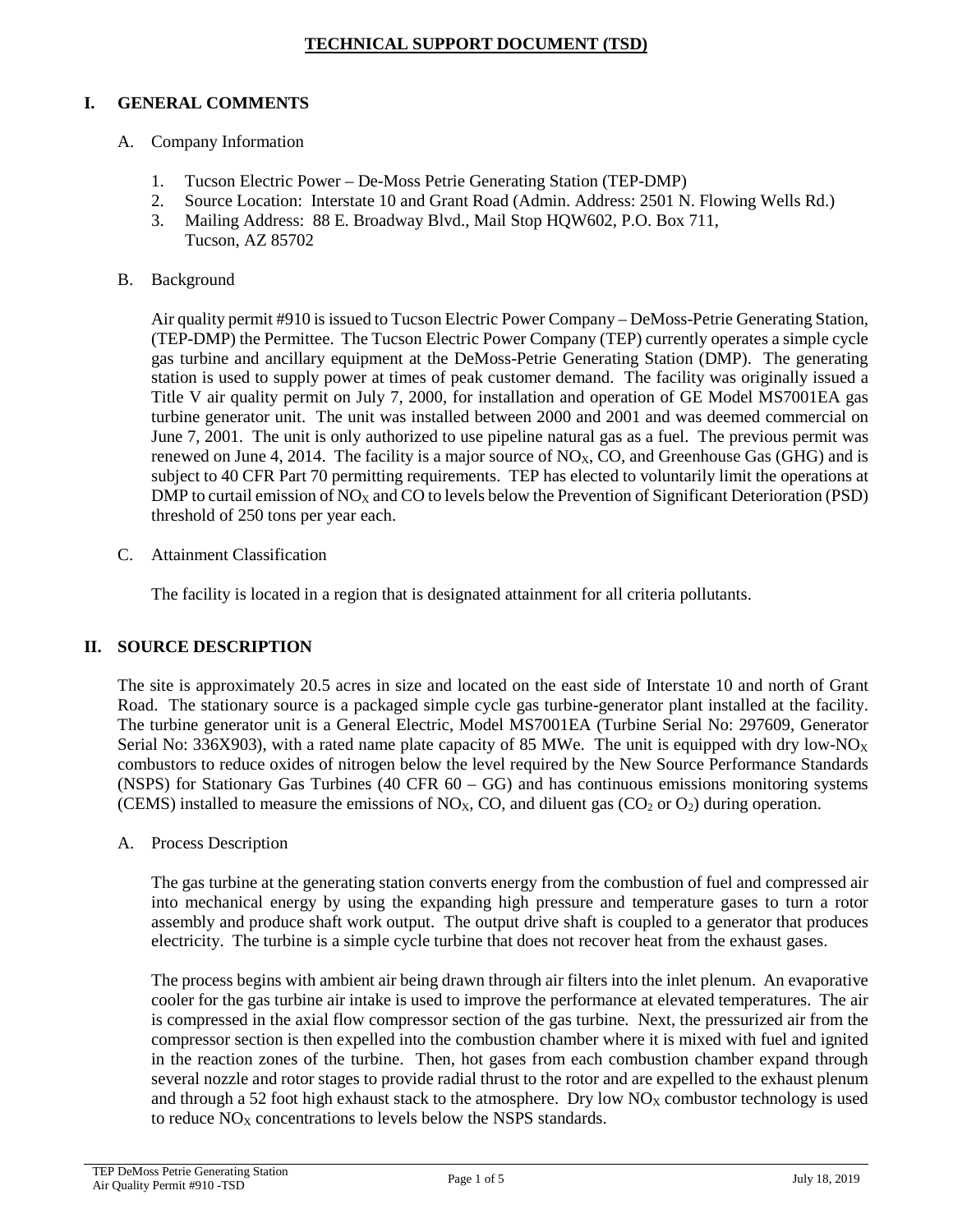# TECHNICAL SUPPORT DOCUMENT (TSD)

## I. GENERAL COMMENTS

### A. Company Information

1. Tucson Electric Power – De-Moss Petrie Generating Station (TEP-DMP)
2. Source Location: Interstate 10 and Grant Road (Admin. Address: 2501 N. Flowing Wells Rd.)
3. Mailing Address: 88 E. Broadway Blvd., Mail Stop HQW602, P.O. Box 711, Tucson, AZ 85702

### B. Background

Air quality permit #910 is issued to Tucson Electric Power Company – DeMoss-Petrie Generating Station, (TEP-DMP) the Permittee. The Tucson Electric Power Company (TEP) currently operates a simple cycle gas turbine and ancillary equipment at the DeMoss-Petrie Generating Station (DMP). The generating station is used to supply power at times of peak customer demand. The facility was originally issued a Title V air quality permit on July 7, 2000, for installation and operation of GE Model MS7001EA gas turbine generator unit. The unit was installed between 2000 and 2001 and was deemed commercial on June 7, 2001. The unit is only authorized to use pipeline natural gas as a fuel. The previous permit was renewed on June 4, 2014. The facility is a major source of $NO_X$, CO, and Greenhouse Gas (GHG) and is subject to 40 CFR Part 70 permitting requirements. TEP has elected to voluntarily limit the operations at DMP to curtail emission of $NO_X$ and CO to levels below the Prevention of Significant Deterioration (PSD) threshold of 250 tons per year each.

### C. Attainment Classification

The facility is located in a region that is designated attainment for all criteria pollutants.

## II. SOURCE DESCRIPTION

The site is approximately 20.5 acres in size and located on the east side of Interstate 10 and north of Grant Road. The stationary source is a packaged simple cycle gas turbine-generator plant installed at the facility. The turbine generator unit is a General Electric, Model MS7001EA (Turbine Serial No: 297609, Generator Serial No: 336X903), with a rated name plate capacity of 85 MWe. The unit is equipped with dry low-$NO_X$ combustors to reduce oxides of nitrogen below the level required by the New Source Performance Standards (NSPS) for Stationary Gas Turbines (40 CFR 60 – GG) and has continuous emissions monitoring systems (CEMS) installed to measure the emissions of $NO_X$, CO, and diluent gas ($CO_2$ or $O_2$) during operation.

### A. Process Description

The gas turbine at the generating station converts energy from the combustion of fuel and compressed air into mechanical energy by using the expanding high pressure and temperature gases to turn a rotor assembly and produce shaft work output. The output drive shaft is coupled to a generator that produces electricity. The turbine is a simple cycle turbine that does not recover heat from the exhaust gases.

The process begins with ambient air being drawn through air filters into the inlet plenum. An evaporative cooler for the gas turbine air intake is used to improve the performance at elevated temperatures. The air is compressed in the axial flow compressor section of the gas turbine. Next, the pressurized air from the compressor section is then expelled into the combustion chamber where it is mixed with fuel and ignited in the reaction zones of the turbine. Then, hot gases from each combustion chamber expand through several nozzle and rotor stages to provide radial thrust to the rotor and are expelled to the exhaust plenum and through a 52 foot high exhaust stack to the atmosphere. Dry low $NO_X$ combustor technology is used to reduce $NO_X$ concentrations to levels below the NSPS standards.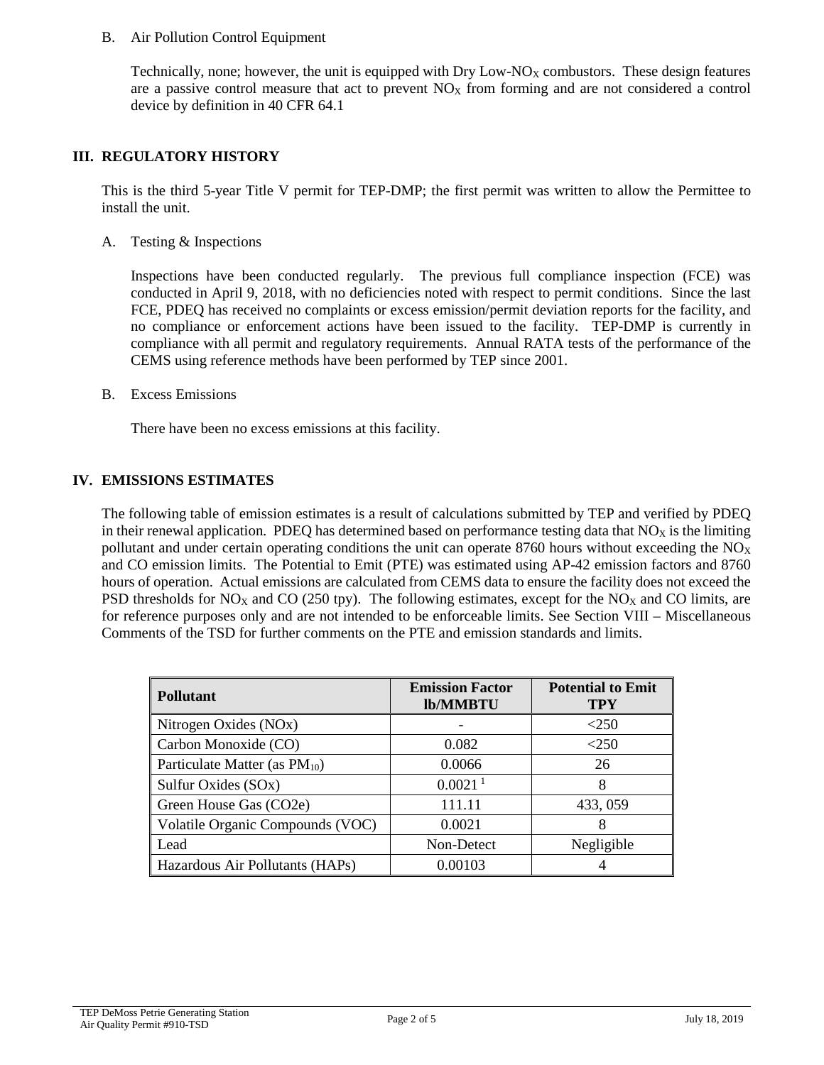B. Air Pollution Control Equipment

Technically, none; however, the unit is equipped with Dry Low-$NO_X$ combustors. These design features are a passive control measure that act to prevent $NO_X$ from forming and are not considered a control device by definition in 40 CFR 64.1

## III. REGULATORY HISTORY

This is the third 5-year Title V permit for TEP-DMP; the first permit was written to allow the Permittee to install the unit.

A. Testing & Inspections

Inspections have been conducted regularly. The previous full compliance inspection (FCE) was conducted in April 9, 2018, with no deficiencies noted with respect to permit conditions. Since the last FCE, PDEQ has received no complaints or excess emission/permit deviation reports for the facility, and no compliance or enforcement actions have been issued to the facility. TEP-DMP is currently in compliance with all permit and regulatory requirements. Annual RATA tests of the performance of the CEMS using reference methods have been performed by TEP since 2001.

B. Excess Emissions

There have been no excess emissions at this facility.

## IV. EMISSIONS ESTIMATES

The following table of emission estimates is a result of calculations submitted by TEP and verified by PDEQ in their renewal application. PDEQ has determined based on performance testing data that $NO_X$ is the limiting pollutant and under certain operating conditions the unit can operate 8760 hours without exceeding the $NO_X$ and CO emission limits. The Potential to Emit (PTE) was estimated using AP-42 emission factors and 8760 hours of operation. Actual emissions are calculated from CEMS data to ensure the facility does not exceed the PSD thresholds for $NO_X$ and CO (250 tpy). The following estimates, except for the $NO_X$ and CO limits, are for reference purposes only and are not intended to be enforceable limits. See Section VIII – Miscellaneous Comments of the TSD for further comments on the PTE and emission standards and limits.

| Pollutant | Emission Factor lb/MMBTU | Potential to Emit TPY |
|---|---|---|
| Nitrogen Oxides (NOx) | - | <250 |
| Carbon Monoxide (CO) | 0.082 | <250 |
| Particulate Matter (as $PM_{10}$) | 0.0066 | 26 |
| Sulfur Oxides (SOx) | 0.0021 [1] | 8 |
| Green House Gas (CO2e) | 111.11 | 433, 059 |
| Volatile Organic Compounds (VOC) | 0.0021 | 8 |
| Lead | Non-Detect | Negligible |
| Hazardous Air Pollutants (HAPs) | 0.00103 | 4 |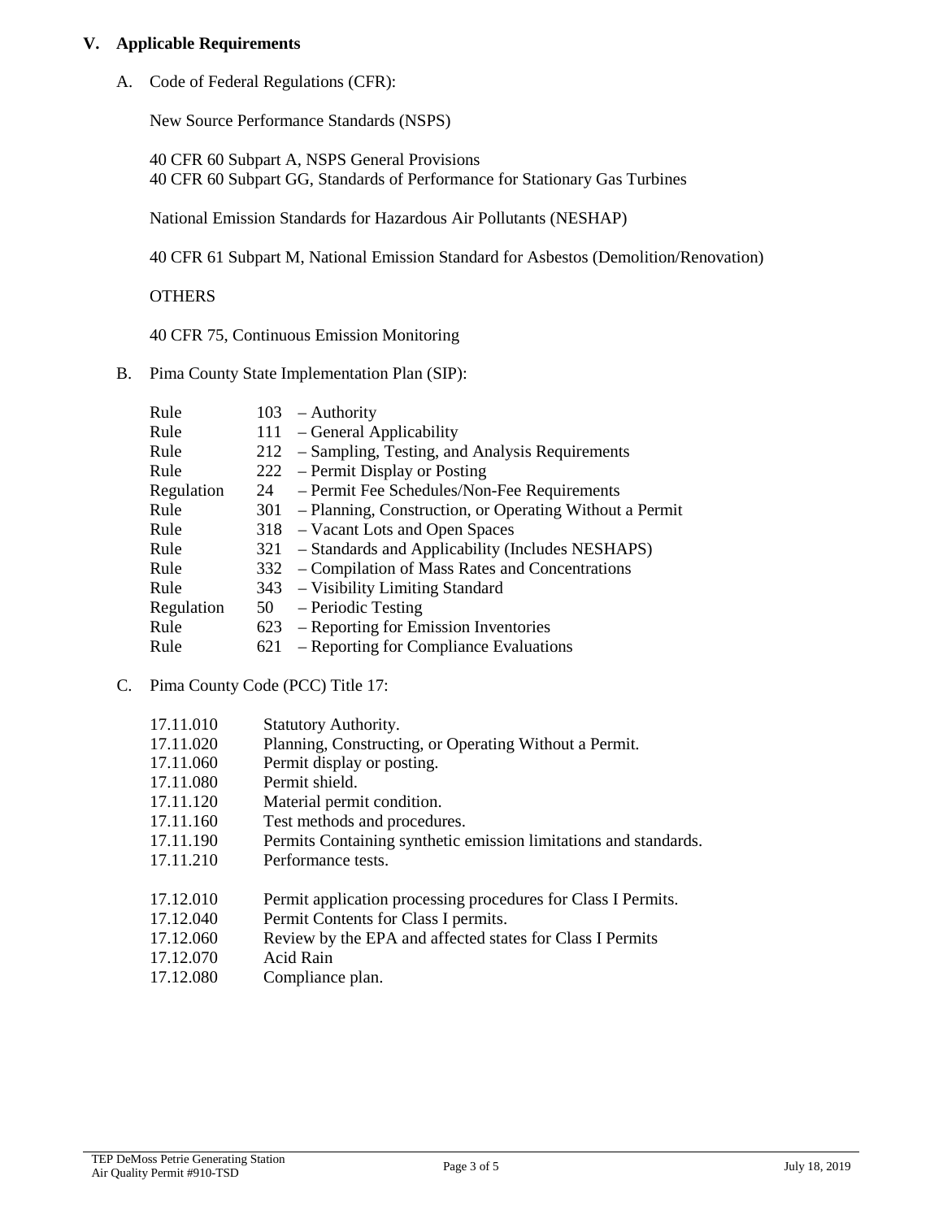## V. Applicable Requirements

A. Code of Federal Regulations (CFR):

New Source Performance Standards (NSPS)

40 CFR 60 Subpart A, NSPS General Provisions
40 CFR 60 Subpart GG, Standards of Performance for Stationary Gas Turbines

National Emission Standards for Hazardous Air Pollutants (NESHAP)

40 CFR 61 Subpart M, National Emission Standard for Asbestos (Demolition/Renovation)

OTHERS

40 CFR 75, Continuous Emission Monitoring

B. Pima County State Implementation Plan (SIP):

| | | |
|---|---|---|
| Rule | 103 | – Authority |
| Rule | 111 | – General Applicability |
| Rule | 212 | – Sampling, Testing, and Analysis Requirements |
| Rule | 222 | – Permit Display or Posting |
| Regulation | 24 | – Permit Fee Schedules/Non-Fee Requirements |
| Rule | 301 | – Planning, Construction, or Operating Without a Permit |
| Rule | 318 | – Vacant Lots and Open Spaces |
| Rule | 321 | – Standards and Applicability (Includes NESHAPS) |
| Rule | 332 | – Compilation of Mass Rates and Concentrations |
| Rule | 343 | – Visibility Limiting Standard |
| Regulation | 50 | – Periodic Testing |
| Rule | 623 | – Reporting for Emission Inventories |
| Rule | 621 | – Reporting for Compliance Evaluations |

C. Pima County Code (PCC) Title 17:

| | |
|---|---|
| 17.11.010 | Statutory Authority. |
| 17.11.020 | Planning, Constructing, or Operating Without a Permit. |
| 17.11.060 | Permit display or posting. |
| 17.11.080 | Permit shield. |
| 17.11.120 | Material permit condition. |
| 17.11.160 | Test methods and procedures. |
| 17.11.190 | Permits Containing synthetic emission limitations and standards. |
| 17.11.210 | Performance tests. |
| 17.12.010 | Permit application processing procedures for Class I Permits. |
| 17.12.040 | Permit Contents for Class I permits. |
| 17.12.060 | Review by the EPA and affected states for Class I Permits |
| 17.12.070 | Acid Rain |
| 17.12.080 | Compliance plan. |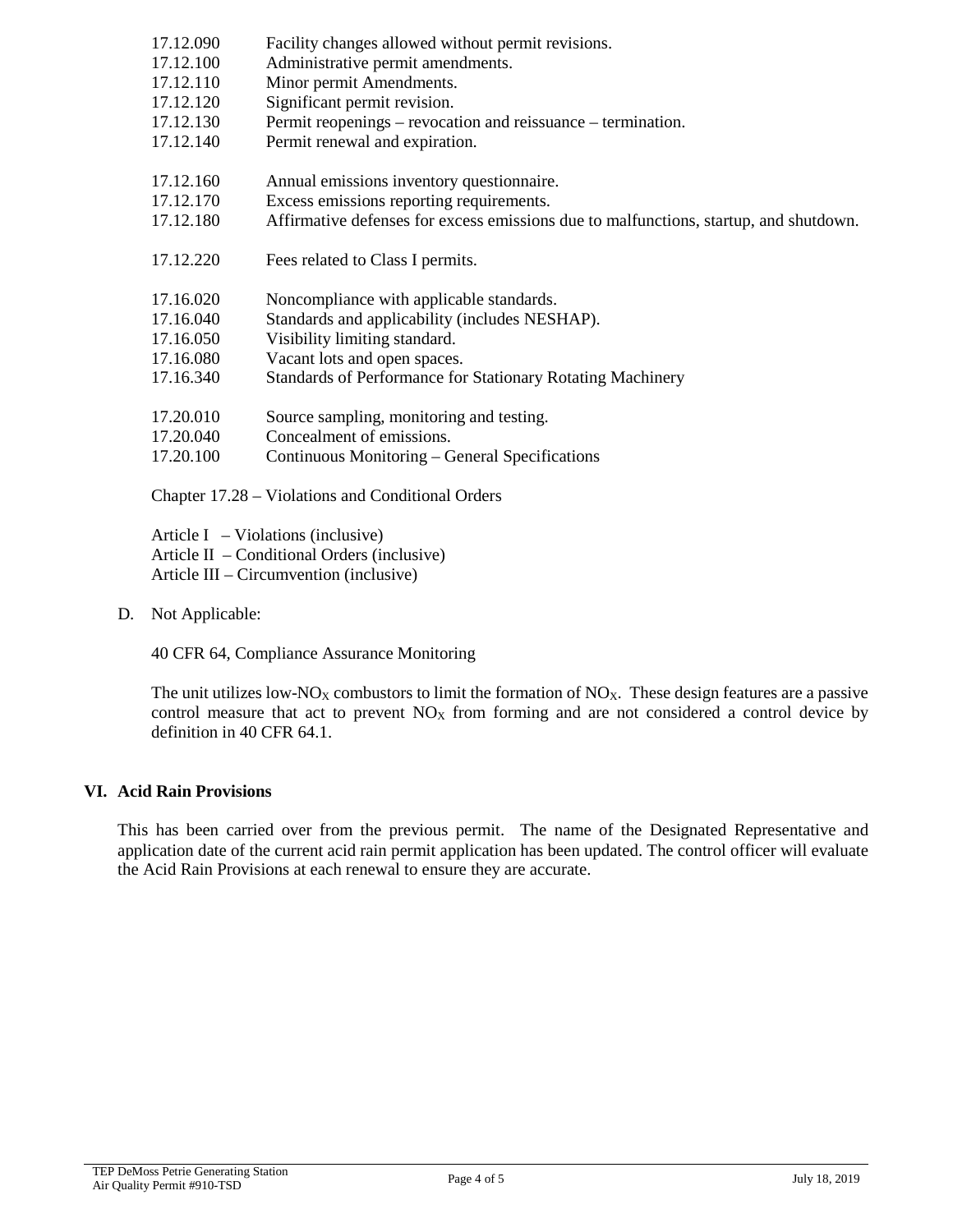17.12.090 Facility changes allowed without permit revisions.
17.12.100 Administrative permit amendments.
17.12.110 Minor permit Amendments.
17.12.120 Significant permit revision.
17.12.130 Permit reopenings – revocation and reissuance – termination.
17.12.140 Permit renewal and expiration.

17.12.160 Annual emissions inventory questionnaire.
17.12.170 Excess emissions reporting requirements.
17.12.180 Affirmative defenses for excess emissions due to malfunctions, startup, and shutdown.

17.12.220 Fees related to Class I permits.

17.16.020 Noncompliance with applicable standards.
17.16.040 Standards and applicability (includes NESHAP).
17.16.050 Visibility limiting standard.
17.16.080 Vacant lots and open spaces.
17.16.340 Standards of Performance for Stationary Rotating Machinery

17.20.010 Source sampling, monitoring and testing.
17.20.040 Concealment of emissions.
17.20.100 Continuous Monitoring – General Specifications

Chapter 17.28 – Violations and Conditional Orders

Article I – Violations (inclusive)
Article II – Conditional Orders (inclusive)
Article III – Circumvention (inclusive)

D. Not Applicable:

40 CFR 64, Compliance Assurance Monitoring

The unit utilizes low-$NO_X$ combustors to limit the formation of $NO_X$. These design features are a passive control measure that act to prevent $NO_X$ from forming and are not considered a control device by definition in 40 CFR 64.1.

## VI. Acid Rain Provisions

This has been carried over from the previous permit. The name of the Designated Representative and application date of the current acid rain permit application has been updated. The control officer will evaluate the Acid Rain Provisions at each renewal to ensure they are accurate.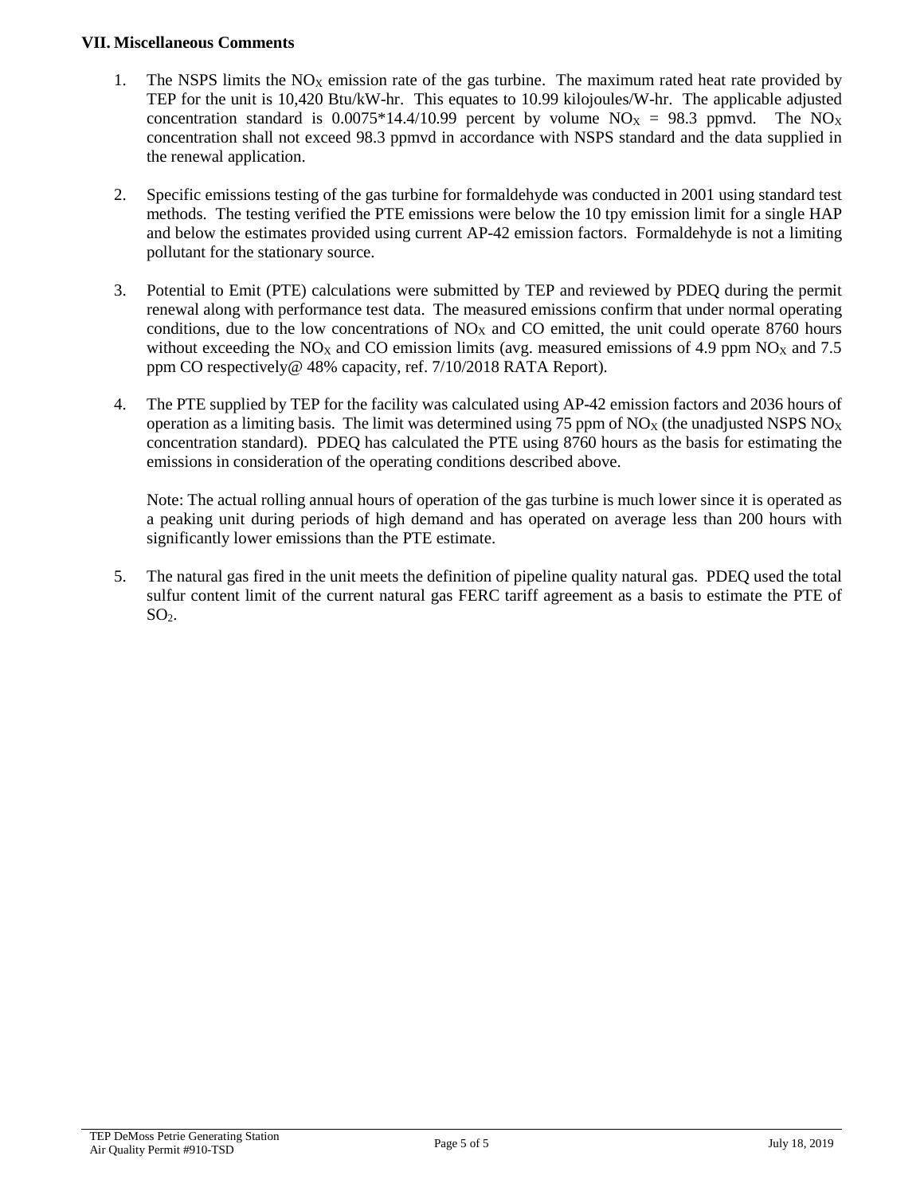## VII. Miscellaneous Comments

1. The NSPS limits the $NO_X$ emission rate of the gas turbine. The maximum rated heat rate provided by TEP for the unit is 10,420 Btu/kW-hr. This equates to 10.99 kilojoules/W-hr. The applicable adjusted concentration standard is 0.0075*14.4/10.99 percent by volume $NO_X$ = 98.3 ppmvd. The $NO_X$ concentration shall not exceed 98.3 ppmvd in accordance with NSPS standard and the data supplied in the renewal application.

2. Specific emissions testing of the gas turbine for formaldehyde was conducted in 2001 using standard test methods. The testing verified the PTE emissions were below the 10 tpy emission limit for a single HAP and below the estimates provided using current AP-42 emission factors. Formaldehyde is not a limiting pollutant for the stationary source.

3. Potential to Emit (PTE) calculations were submitted by TEP and reviewed by PDEQ during the permit renewal along with performance test data. The measured emissions confirm that under normal operating conditions, due to the low concentrations of $NO_X$ and CO emitted, the unit could operate 8760 hours without exceeding the $NO_X$ and CO emission limits (avg. measured emissions of 4.9 ppm $NO_X$ and 7.5 ppm CO respectively@ 48% capacity, ref. 7/10/2018 RATA Report).

4. The PTE supplied by TEP for the facility was calculated using AP-42 emission factors and 2036 hours of operation as a limiting basis. The limit was determined using 75 ppm of $NO_X$ (the unadjusted NSPS $NO_X$ concentration standard). PDEQ has calculated the PTE using 8760 hours as the basis for estimating the emissions in consideration of the operating conditions described above.

   Note: The actual rolling annual hours of operation of the gas turbine is much lower since it is operated as a peaking unit during periods of high demand and has operated on average less than 200 hours with significantly lower emissions than the PTE estimate.

5. The natural gas fired in the unit meets the definition of pipeline quality natural gas. PDEQ used the total sulfur content limit of the current natural gas FERC tariff agreement as a basis to estimate the PTE of $SO_2$.